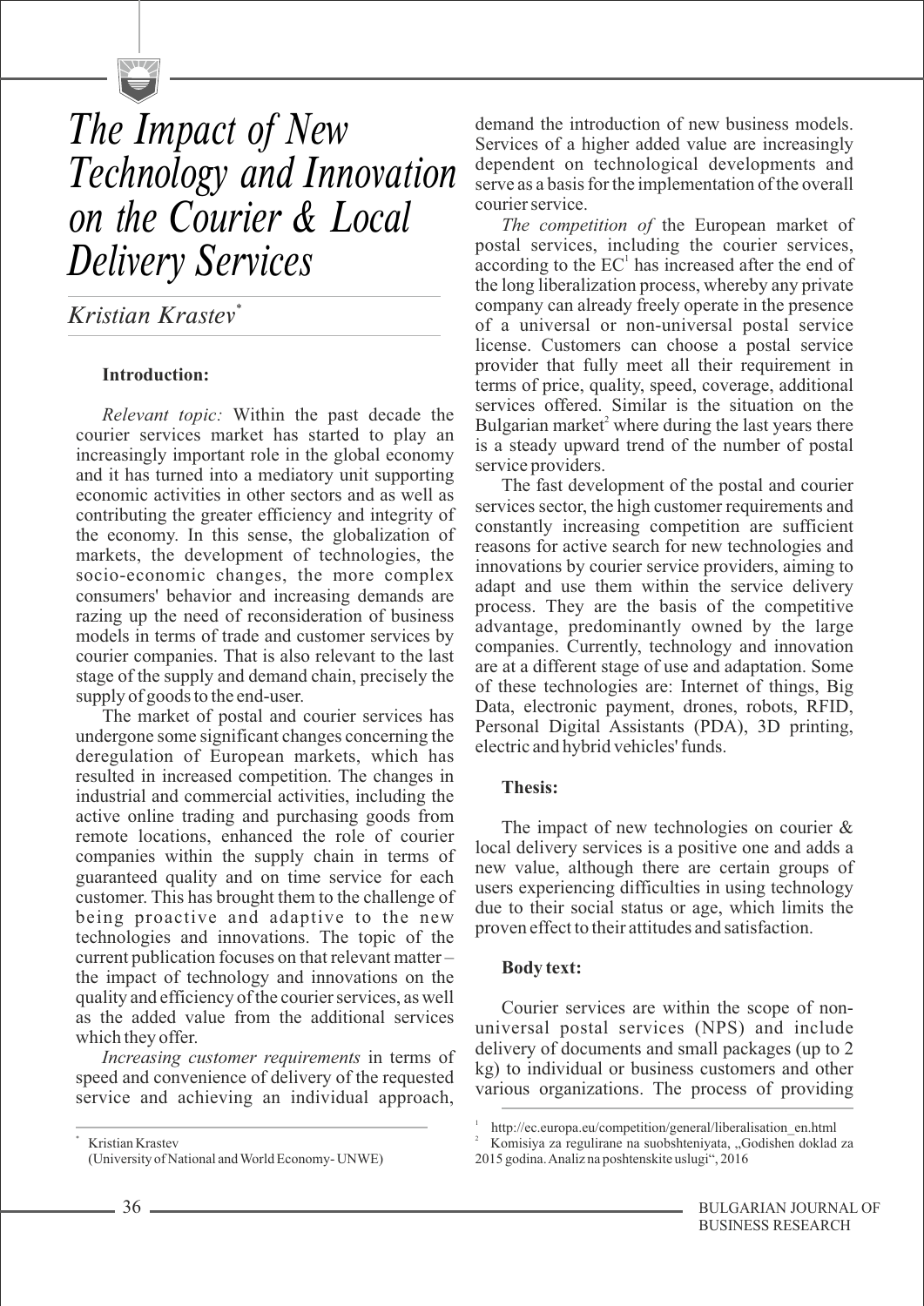# The Impact of New Technology and Innovation on the Courier & Local Delivery Services

*Kristian Krastev*[*]

**Introduction:**

*Relevant topic:* Within the past decade the courier services market has started to play an increasingly important role in the global economy and it has turned into a mediatory unit supporting economic activities in other sectors and as well as contributing the greater efficiency and integrity of the economy. In this sense, the globalization of markets, the development of technologies, the socio-economic changes, the more complex consumers' behavior and increasing demands are razing up the need of reconsideration of business models in terms of trade and customer services by courier companies. That is also relevant to the last stage of the supply and demand chain, precisely the supply of goods to the end-user.

The market of postal and courier services has undergone some significant changes concerning the deregulation of European markets, which has resulted in increased competition. The changes in industrial and commercial activities, including the active online trading and purchasing goods from remote locations, enhanced the role of courier companies within the supply chain in terms of guaranteed quality and on time service for each customer. This has brought them to the challenge of being proactive and adaptive to the new technologies and innovations. The topic of the current publication focuses on that relevant matter – the impact of technology and innovations on the quality and efficiency of the courier services, as well as the added value from the additional services which they offer.

*Increasing customer requirements* in terms of speed and convenience of delivery of the requested service and achieving an individual approach, demand the introduction of new business models. Services of a higher added value are increasingly dependent on technological developments and serve as a basis for the implementation of the overall courier service.

*The competition of* the European market of postal services, including the courier services, according to the EC[1] has increased after the end of the long liberalization process, whereby any private company can already freely operate in the presence of a universal or non-universal postal service license. Customers can choose a postal service provider that fully meet all their requirement in terms of price, quality, speed, coverage, additional services offered. Similar is the situation on the Bulgarian market[2] where during the last years there is a steady upward trend of the number of postal service providers.

The fast development of the postal and courier services sector, the high customer requirements and constantly increasing competition are sufficient reasons for active search for new technologies and innovations by courier service providers, aiming to adapt and use them within the service delivery process. They are the basis of the competitive advantage, predominantly owned by the large companies. Currently, technology and innovation are at a different stage of use and adaptation. Some of these technologies are: Internet of things, Big Data, electronic payment, drones, robots, RFID, Personal Digital Assistants (PDA), 3D printing, electric and hybrid vehicles' funds.

**Thesis:**

The impact of new technologies on courier & local delivery services is a positive one and adds a new value, although there are certain groups of users experiencing difficulties in using technology due to their social status or age, which limits the proven effect to their attitudes and satisfaction.

**Body text:**

Courier services are within the scope of non-universal postal services (NPS) and include delivery of documents and small packages (up to 2 kg) to individual or business customers and other various organizations. The process of providing

---

[*] Kristian Krastev (University of National and World Economy- UNWE)

[1] http://ec.europa.eu/competition/general/liberalisation_en.html

[2] Komisiya za regulirane na suobshteniyata, „Godishen doklad za 2015 godina. Analiz na poshtenskite uslugi", 2016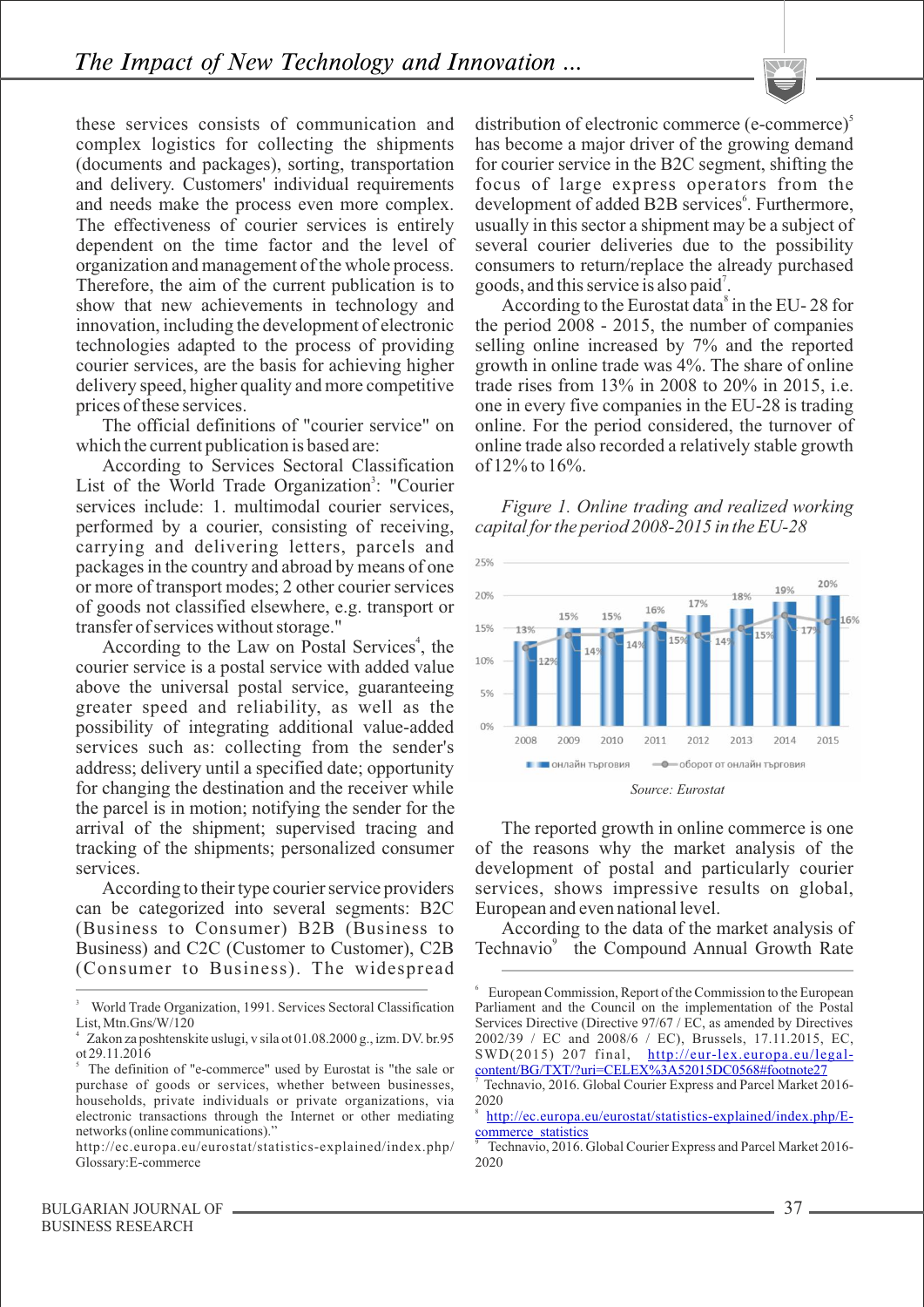these services consists of communication and complex logistics for collecting the shipments (documents and packages), sorting, transportation and delivery. Customers' individual requirements and needs make the process even more complex. The effectiveness of courier services is entirely dependent on the time factor and the level of organization and management of the whole process. Therefore, the aim of the current publication is to show that new achievements in technology and innovation, including the development of electronic technologies adapted to the process of providing courier services, are the basis for achieving higher delivery speed, higher quality and more competitive prices of these services.

The official definitions of "courier service" on which the current publication is based are:

According to Services Sectoral Classification List of the World Trade Organization[3]: "Courier services include: 1. multimodal courier services, performed by a courier, consisting of receiving, carrying and delivering letters, parcels and packages in the country and abroad by means of one or more of transport modes; 2 other courier services of goods not classified elsewhere, e.g. transport or transfer of services without storage."

According to the Law on Postal Services[4], the courier service is a postal service with added value above the universal postal service, guaranteeing greater speed and reliability, as well as the possibility of integrating additional value-added services such as: collecting from the sender's address; delivery until a specified date; opportunity for changing the destination and the receiver while the parcel is in motion; notifying the sender for the arrival of the shipment; supervised tracing and tracking of the shipments; personalized consumer services.

According to their type courier service providers can be categorized into several segments: B2C (Business to Consumer) B2B (Business to Business) and C2C (Customer to Customer), C2B (Consumer to Business). The widespread distribution of electronic commerce (e-commerce)[5] has become a major driver of the growing demand for courier service in the B2C segment, shifting the focus of large express operators from the development of added B2B services[6]. Furthermore, usually in this sector a shipment may be a subject of several courier deliveries due to the possibility consumers to return/replace the already purchased goods, and this service is also paid[7].

According to the Eurostat data[8] in the EU- 28 for the period 2008 - 2015, the number of companies selling online increased by 7% and the reported growth in online trade was 4%. The share of online trade rises from 13% in 2008 to 20% in 2015, i.e. one in every five companies in the EU-28 is trading online. For the period considered, the turnover of online trade also recorded a relatively stable growth of 12% to 16%.

*Figure 1. Online trading and realized working capital for the period 2008-2015 in the EU-28*

| Year | онлайн търговия | оборот от онлайн търговия |
|---|---|---|
| 2008 | 13% | 12% |
| 2009 | 15% | 14% |
| 2010 | 15% | 14% |
| 2011 | 16% | 15% |
| 2012 | 17% | 14% |
| 2013 | 18% | 15% |
| 2014 | 19% | 17% |
| 2015 | 20% | 16% |

*Source: Eurostat*

The reported growth in online commerce is one of the reasons why the market analysis of the development of postal and particularly courier services, shows impressive results on global, European and even national level.

According to the data of the market analysis of Technavio[9] the Compound Annual Growth Rate

---

[3] World Trade Organization, 1991. Services Sectoral Classification List, Mtn.Gns/W/120

[4] Zakon za poshtenskite uslugi, v sila ot 01.08.2000 g., izm. DV. br.95 ot 29.11.2016

[5] The definition of "e-commerce" used by Eurostat is "the sale or purchase of goods or services, whether between businesses, households, private individuals or private organizations, via electronic transactions through the Internet or other mediating networks (online communications)." http://ec.europa.eu/eurostat/statistics-explained/index.php/Glossary:E-commerce

[6] European Commission, Report of the Commission to the European Parliament and the Council on the implementation of the Postal Services Directive (Directive 97/67 / EC, as amended by Directives 2002/39 / EC and 2008/6 / EC), Brussels, 17.11.2015, EC, SWD(2015) 207 final, http://eur-lex.europa.eu/legal-content/BG/TXT/?uri=CELEX%3A52015DC0568#footnote27

[7] Technavio, 2016. Global Courier Express and Parcel Market 2016-2020

[8] http://ec.europa.eu/eurostat/statistics-explained/index.php/E-commerce_statistics

[9] Technavio, 2016. Global Courier Express and Parcel Market 2016-2020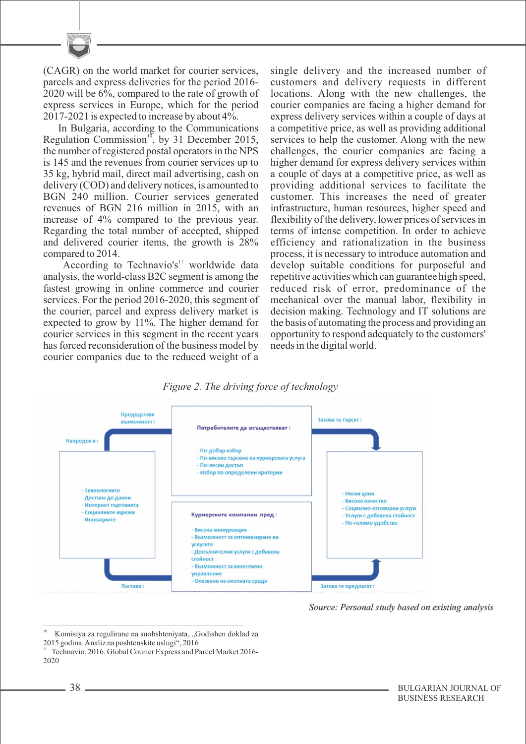(CAGR) on the world market for courier services, parcels and express deliveries for the period 2016-2020 will be 6%, compared to the rate of growth of express services in Europe, which for the period 2017-2021 is expected to increase by about 4%.

In Bulgaria, according to the Communications Regulation Commission[10], by 31 December 2015, the number of registered postal operators in the NPS is 145 and the revenues from courier services up to 35 kg, hybrid mail, direct mail advertising, cash on delivery (COD) and delivery notices, is amounted to BGN 240 million. Courier services generated revenues of BGN 216 million in 2015, with an increase of 4% compared to the previous year. Regarding the total number of accepted, shipped and delivered courier items, the growth is 28% compared to 2014.

According to Technavio's[11] worldwide data analysis, the world-class B2C segment is among the fastest growing in online commerce and courier services. For the period 2016-2020, this segment of the courier, parcel and express delivery market is expected to grow by 11%. The higher demand for courier services in this segment in the recent years has forced reconsideration of the business model by courier companies due to the reduced weight of a single delivery and the increased number of customers and delivery requests in different locations. Along with the new challenges, the courier companies are facing a higher demand for express delivery services within a couple of days at a competitive price, as well as providing additional services to help the customer. Along with the new challenges, the courier companies are facing a higher demand for express delivery services within a couple of days at a competitive price, as well as providing additional services to facilitate the customer. This increases the need of greater infrastructure, human resources, higher speed and flexibility of the delivery, lower prices of services in terms of intense competition. In order to achieve efficiency and rationalization in the business process, it is necessary to introduce automation and develop suitable conditions for purposeful and repetitive activities which can guarantee high speed, reduced risk of error, predominance of the mechanical over the manual labor, flexibility in decision making. Technology and IT solutions are the basis of automating the process and providing an opportunity to respond adequately to the customers' needs in the digital world.

*Figure 2. The driving force of technology*

Напредък в:
- Технологиите
- Достъпа до данни
- Интернет търговията
- Социалните мрежи
- Иновациите

Предоставя възможност:

Потребителите да осъществяват:
- По-добър избор
- По-високо търсене на куриерската услуга
- По-лесен достъп
- Избор по определени критерии

Затова те търсят:
- Ниски цени
- Високо качество
- Социално-отговорни услуги
- Услуги с добавена стойност
- По-голямо удобство

Поставя:

Куриерските компании пред:
- Висока конкуренция
- Възможност за оптимизиране на услугите
- Допълнителни услуги с добавена стойност
- Възможност за качествено управление
- Опазване на околната среда

Затова те предлагат:

*Source: Personal study based on existing analysis*

---

[10] Komisiya za regulirane na suobshteniyata, „Godishen doklad za 2015 godina. Analiz na poshtenskite uslugi", 2016

[11] Technavio, 2016. Global Courier Express and Parcel Market 2016-2020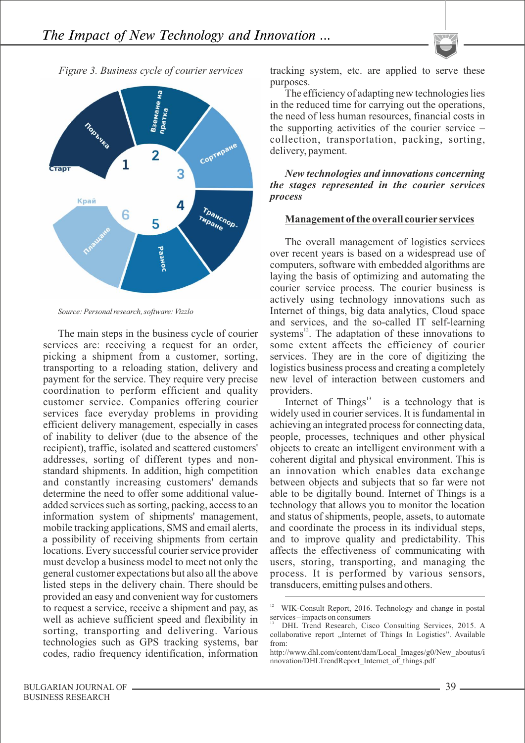*Figure 3. Business cycle of courier services*

*Source: Personal research, software: Vizzlo*

The main steps in the business cycle of courier services are: receiving a request for an order, picking a shipment from a customer, sorting, transporting to a reloading station, delivery and payment for the service. They require very precise coordination to perform efficient and quality customer service. Companies offering courier services face everyday problems in providing efficient delivery management, especially in cases of inability to deliver (due to the absence of the recipient), traffic, isolated and scattered customers' addresses, sorting of different types and non-standard shipments. In addition, high competition and constantly increasing customers' demands determine the need to offer some additional value-added services such as sorting, packing, access to an information system of shipments' management, mobile tracking applications, SMS and email alerts, a possibility of receiving shipments from certain locations. Every successful courier service provider must develop a business model to meet not only the general customer expectations but also all the above listed steps in the delivery chain. There should be provided an easy and convenient way for customers to request a service, receive a shipment and pay, as well as achieve sufficient speed and flexibility in sorting, transporting and delivering. Various technologies such as GPS tracking systems, bar codes, radio frequency identification, information tracking system, etc. are applied to serve these purposes.

The efficiency of adapting new technologies lies in the reduced time for carrying out the operations, the need of less human resources, financial costs in the supporting activities of the courier service – collection, transportation, packing, sorting, delivery, payment.

***New technologies and innovations concerning the stages represented in the courier services process***

**Management of the overall courier services**

The overall management of logistics services over recent years is based on a widespread use of computers, software with embedded algorithms are laying the basis of optimizing and automating the courier service process. The courier business is actively using technology innovations such as Internet of things, big data analytics, Cloud space and services, and the so-called IT self-learning systems[12]. The adaptation of these innovations to some extent affects the efficiency of courier services. They are in the core of digitizing the logistics business process and creating a completely new level of interaction between customers and providers.

Internet of Things[13] is a technology that is widely used in courier services. It is fundamental in achieving an integrated process for connecting data, people, processes, techniques and other physical objects to create an intelligent environment with a coherent digital and physical environment. This is an innovation which enables data exchange between objects and subjects that so far were not able to be digitally bound. Internet of Things is a technology that allows you to monitor the location and status of shipments, people, assets, to automate and coordinate the process in its individual steps, and to improve quality and predictability. This affects the effectiveness of communicating with users, storing, transporting, and managing the process. It is performed by various sensors, transducers, emitting pulses and others.

---

[12] WIK-Consult Report, 2016. Technology and change in postal services – impacts on consumers

[13] DHL Trend Research, Cisco Consulting Services, 2015. A collaborative report „Internet of Things In Logistics". Available from: http://www.dhl.com/content/dam/Local_Images/g0/New_aboutus/innovation/DHLTrendReport_Internet_of_things.pdf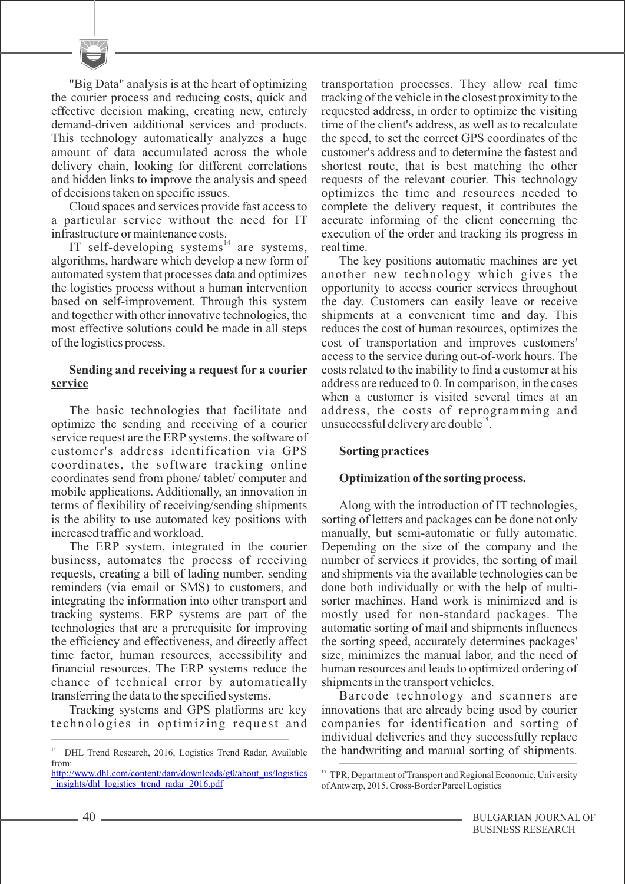"Big Data" analysis is at the heart of optimizing the courier process and reducing costs, quick and effective decision making, creating new, entirely demand-driven additional services and products. This technology automatically analyzes a huge amount of data accumulated across the whole delivery chain, looking for different correlations and hidden links to improve the analysis and speed of decisions taken on specific issues.

Cloud spaces and services provide fast access to a particular service without the need for IT infrastructure or maintenance costs.

IT self-developing systems[14] are systems, algorithms, hardware which develop a new form of automated system that processes data and optimizes the logistics process without a human intervention based on self-improvement. Through this system and together with other innovative technologies, the most effective solutions could be made in all steps of the logistics process.

**Sending and receiving a request for a courier service**

The basic technologies that facilitate and optimize the sending and receiving of a courier service request are the ERP systems, the software of customer's address identification via GPS coordinates, the software tracking online coordinates send from phone/ tablet/ computer and mobile applications. Additionally, an innovation in terms of flexibility of receiving/sending shipments is the ability to use automated key positions with increased traffic and workload.

The ERP system, integrated in the courier business, automates the process of receiving requests, creating a bill of lading number, sending reminders (via email or SMS) to customers, and integrating the information into other transport and tracking systems. ERP systems are part of the technologies that are a prerequisite for improving the efficiency and effectiveness, and directly affect time factor, human resources, accessibility and financial resources. The ERP systems reduce the chance of technical error by automatically transferring the data to the specified systems.

Tracking systems and GPS platforms are key technologies in optimizing request and transportation processes. They allow real time tracking of the vehicle in the closest proximity to the requested address, in order to optimize the visiting time of the client's address, as well as to recalculate the speed, to set the correct GPS coordinates of the customer's address and to determine the fastest and shortest route, that is best matching the other requests of the relevant courier. This technology optimizes the time and resources needed to complete the delivery request, it contributes the accurate informing of the client concerning the execution of the order and tracking its progress in real time.

The key positions automatic machines are yet another new technology which gives the opportunity to access courier services throughout the day. Customers can easily leave or receive shipments at a convenient time and day. This reduces the cost of human resources, optimizes the cost of transportation and improves customers' access to the service during out-of-work hours. The costs related to the inability to find a customer at his address are reduced to 0. In comparison, in the cases when a customer is visited several times at an address, the costs of reprogramming and unsuccessful delivery are double[15].

**Sorting practices**

**Optimization of the sorting process.**

Along with the introduction of IT technologies, sorting of letters and packages can be done not only manually, but semi-automatic or fully automatic. Depending on the size of the company and the number of services it provides, the sorting of mail and shipments via the available technologies can be done both individually or with the help of multi-sorter machines. Hand work is minimized and is mostly used for non-standard packages. The automatic sorting of mail and shipments influences the sorting speed, accurately determines packages' size, minimizes the manual labor, and the need of human resources and leads to optimized ordering of shipments in the transport vehicles.

Barcode technology and scanners are innovations that are already being used by courier companies for identification and sorting of individual deliveries and they successfully replace the handwriting and manual sorting of shipments.

---

[14] DHL Trend Research, 2016, Logistics Trend Radar, Available from: http://www.dhl.com/content/dam/downloads/g0/about_us/logistics_insights/dhl_logistics_trend_radar_2016.pdf

[15] TPR, Department of Transport and Regional Economic, University of Antwerp, 2015. Cross-Border Parcel Logistics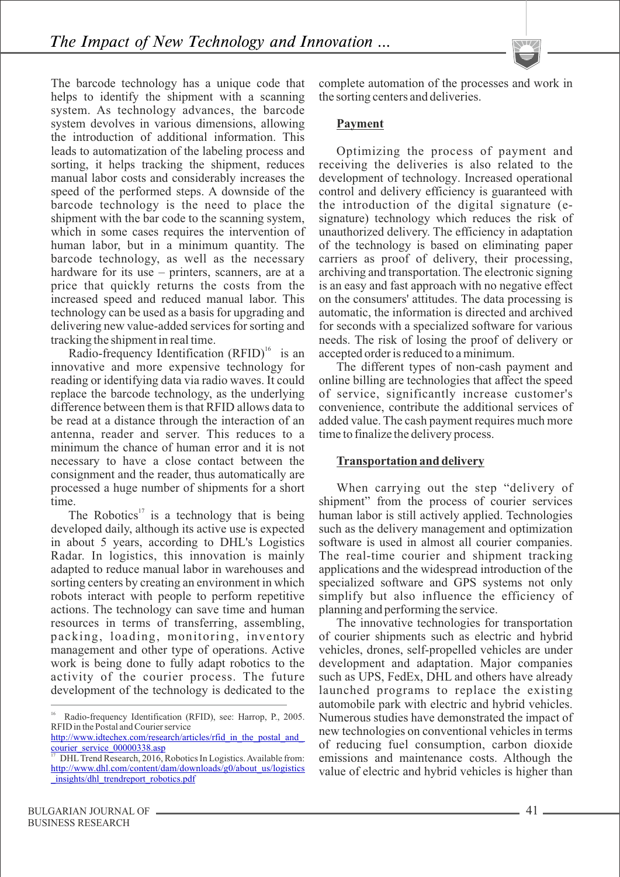The barcode technology has a unique code that helps to identify the shipment with a scanning system. As technology advances, the barcode system devolves in various dimensions, allowing the introduction of additional information. This leads to automatization of the labeling process and sorting, it helps tracking the shipment, reduces manual labor costs and considerably increases the speed of the performed steps. A downside of the barcode technology is the need to place the shipment with the bar code to the scanning system, which in some cases requires the intervention of human labor, but in a minimum quantity. The barcode technology, as well as the necessary hardware for its use – printers, scanners, are at a price that quickly returns the costs from the increased speed and reduced manual labor. This technology can be used as a basis for upgrading and delivering new value-added services for sorting and tracking the shipment in real time.

Radio-frequency Identification (RFID)[16] is an innovative and more expensive technology for reading or identifying data via radio waves. It could replace the barcode technology, as the underlying difference between them is that RFID allows data to be read at a distance through the interaction of an antenna, reader and server. This reduces to a minimum the chance of human error and it is not necessary to have a close contact between the consignment and the reader, thus automatically are processed a huge number of shipments for a short time.

The Robotics[17] is a technology that is being developed daily, although its active use is expected in about 5 years, according to DHL's Logistics Radar. In logistics, this innovation is mainly adapted to reduce manual labor in warehouses and sorting centers by creating an environment in which robots interact with people to perform repetitive actions. The technology can save time and human resources in terms of transferring, assembling, packing, loading, monitoring, inventory management and other type of operations. Active work is being done to fully adapt robotics to the activity of the courier process. The future development of the technology is dedicated to the complete automation of the processes and work in the sorting centers and deliveries.

**Payment**

Optimizing the process of payment and receiving the deliveries is also related to the development of technology. Increased operational control and delivery efficiency is guaranteed with the introduction of the digital signature (e-signature) technology which reduces the risk of unauthorized delivery. The efficiency in adaptation of the technology is based on eliminating paper carriers as proof of delivery, their processing, archiving and transportation. The electronic signing is an easy and fast approach with no negative effect on the consumers' attitudes. The data processing is automatic, the information is directed and archived for seconds with a specialized software for various needs. The risk of losing the proof of delivery or accepted order is reduced to a minimum.

The different types of non-cash payment and online billing are technologies that affect the speed of service, significantly increase customer's convenience, contribute the additional services of added value. The cash payment requires much more time to finalize the delivery process.

**Transportation and delivery**

When carrying out the step "delivery of shipment" from the process of courier services human labor is still actively applied. Technologies such as the delivery management and optimization software is used in almost all courier companies. The real-time courier and shipment tracking applications and the widespread introduction of the specialized software and GPS systems not only simplify but also influence the efficiency of planning and performing the service.

The innovative technologies for transportation of courier shipments such as electric and hybrid vehicles, drones, self-propelled vehicles are under development and adaptation. Major companies such as UPS, FedEx, DHL and others have already launched programs to replace the existing automobile park with electric and hybrid vehicles. Numerous studies have demonstrated the impact of new technologies on conventional vehicles in terms of reducing fuel consumption, carbon dioxide emissions and maintenance costs. Although the value of electric and hybrid vehicles is higher than

---

[16] Radio-frequency Identification (RFID), see: Harrop, P., 2005. RFID in the Postal and Courier service http://www.idtechex.com/research/articles/rfid_in_the_postal_and_courier_service_00000338.asp

[17] DHL Trend Research, 2016, Robotics In Logistics. Available from: http://www.dhl.com/content/dam/downloads/g0/about_us/logistics_insights/dhl_trendreport_robotics.pdf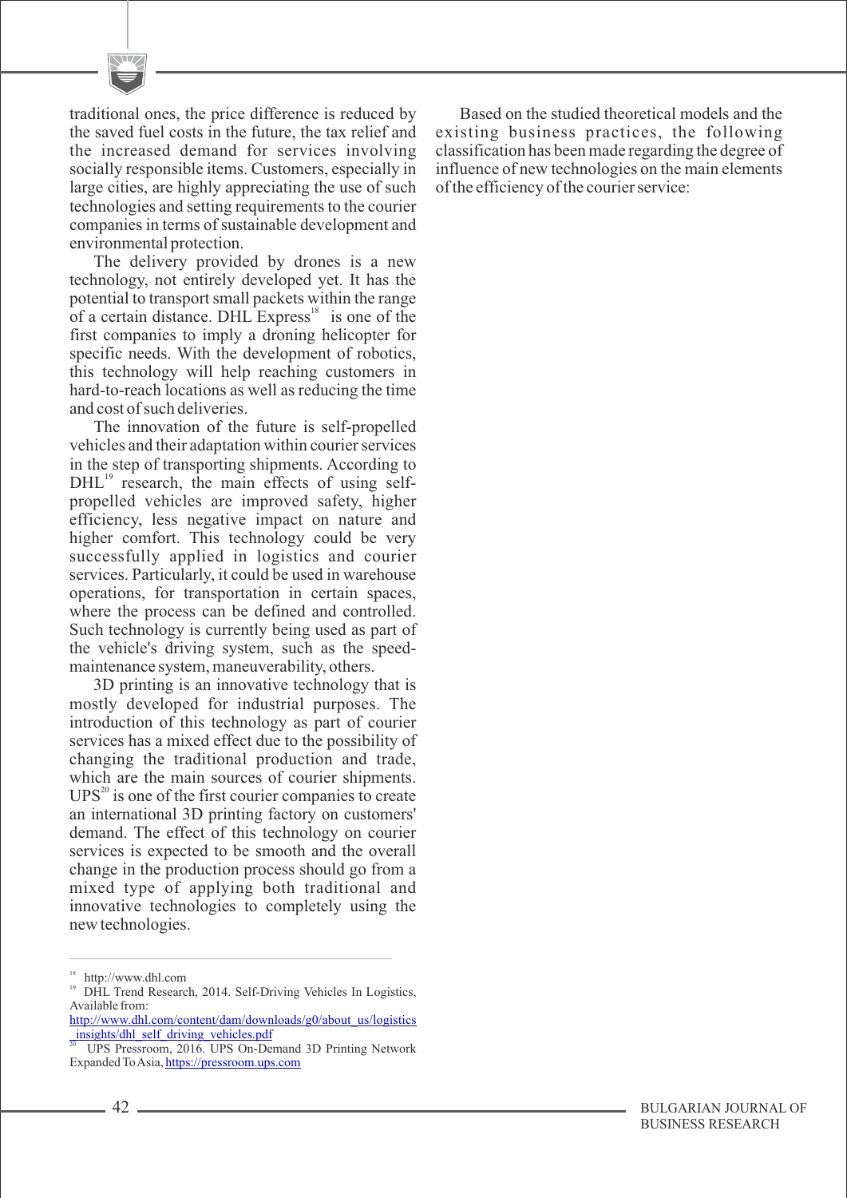traditional ones, the price difference is reduced by the saved fuel costs in the future, the tax relief and the increased demand for services involving socially responsible items. Customers, especially in large cities, are highly appreciating the use of such technologies and setting requirements to the courier companies in terms of sustainable development and environmental protection.

The delivery provided by drones is a new technology, not entirely developed yet. It has the potential to transport small packets within the range of a certain distance. DHL Express[18] is one of the first companies to imply a droning helicopter for specific needs. With the development of robotics, this technology will help reaching customers in hard-to-reach locations as well as reducing the time and cost of such deliveries.

The innovation of the future is self-propelled vehicles and their adaptation within courier services in the step of transporting shipments. According to DHL[19] research, the main effects of using self-propelled vehicles are improved safety, higher efficiency, less negative impact on nature and higher comfort. This technology could be very successfully applied in logistics and courier services. Particularly, it could be used in warehouse operations, for transportation in certain spaces, where the process can be defined and controlled. Such technology is currently being used as part of the vehicle's driving system, such as the speed-maintenance system, maneuverability, others.

3D printing is an innovative technology that is mostly developed for industrial purposes. The introduction of this technology as part of courier services has a mixed effect due to the possibility of changing the traditional production and trade, which are the main sources of courier shipments. UPS[20] is one of the first courier companies to create an international 3D printing factory on customers' demand. The effect of this technology on courier services is expected to be smooth and the overall change in the production process should go from a mixed type of applying both traditional and innovative technologies to completely using the new technologies.

Based on the studied theoretical models and the existing business practices, the following classification has been made regarding the degree of influence of new technologies on the main elements of the efficiency of the courier service:

---

[18] http://www.dhl.com

[19] DHL Trend Research, 2014. Self-Driving Vehicles In Logistics, Available from: http://www.dhl.com/content/dam/downloads/g0/about_us/logistics_insights/dhl_self_driving_vehicles.pdf

[20] UPS Pressroom, 2016. UPS On-Demand 3D Printing Network Expanded To Asia, https://pressroom.ups.com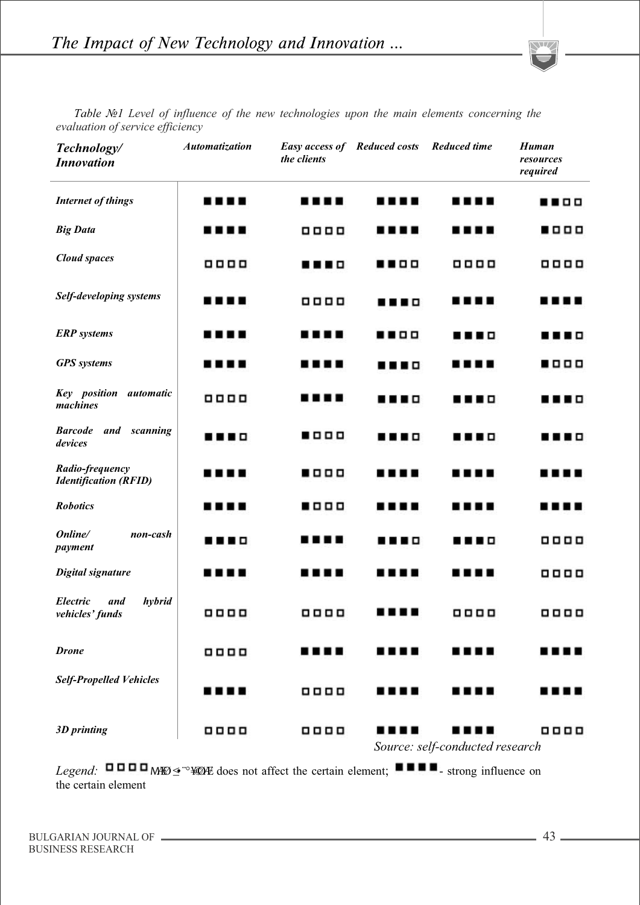*Table №1 Level of influence of the new technologies upon the main elements concerning the evaluation of service efficiency*

| ***Technology/ Innovation*** | ***Automatization*** | ***Easy access of the clients*** | ***Reduced costs*** | ***Reduced time*** | ***Human resources required*** |
|---|---|---|---|---|---|
| ***Internet of things*** | ■■■■ | ■■■■ | ■■■■ | ■■■■ | ■■□□ |
| ***Big Data*** | ■■■■ | □□□□ | ■■■■ | ■■■■ | ■□□□ |
| ***Cloud spaces*** | □□□□ | ■■■□ | ■■□□ | □□□□ | □□□□ |
| ***Self-developing systems*** | ■■■■ | □□□□ | ■■■□ | ■■■■ | ■■■■ |
| ***ERP systems*** | ■■■■ | ■■■■ | ■■□□ | ■■■□ | ■■■□ |
| ***GPS systems*** | ■■■■ | ■■■■ | ■■■□ | ■■■■ | ■□□□ |
| ***Key position automatic machines*** | □□□□ | ■■■■ | ■■■□ | ■■■□ | ■■■□ |
| ***Barcode and scanning devices*** | ■■■□ | ■□□□ | ■■■□ | ■■■□ | ■■■□ |
| ***Radio-frequency Identification (RFID)*** | ■■■■ | ■□□□ | ■■■■ | ■■■■ | ■■■■ |
| ***Robotics*** | ■■■■ | ■□□□ | ■■■■ | ■■■■ | ■■■■ |
| ***Online/ non-cash payment*** | ■■■□ | ■■■■ | ■■■□ | ■■■□ | □□□□ |
| ***Digital signature*** | ■■■■ | ■■■■ | ■■■■ | ■■■■ | □□□□ |
| ***Electric and hybrid vehicles' funds*** | □□□□ | □□□□ | ■■■■ | □□□□ | □□□□ |
| ***Drone*** | □□□□ | ■■■■ | ■■■■ | ■■■■ | ■■■■ |
| ***Self-Propelled Vehicles*** | ■■■■ | □□□□ | ■■■■ | ■■■■ | ■■■■ |
| ***3D printing*** | □□□□ | □□□□ | ■■■■ | ■■■■ | □□□□ |

*Source: self-conducted research*

*Legend:* □□□□ - does not affect the certain element; ■■■■ - strong influence on the certain element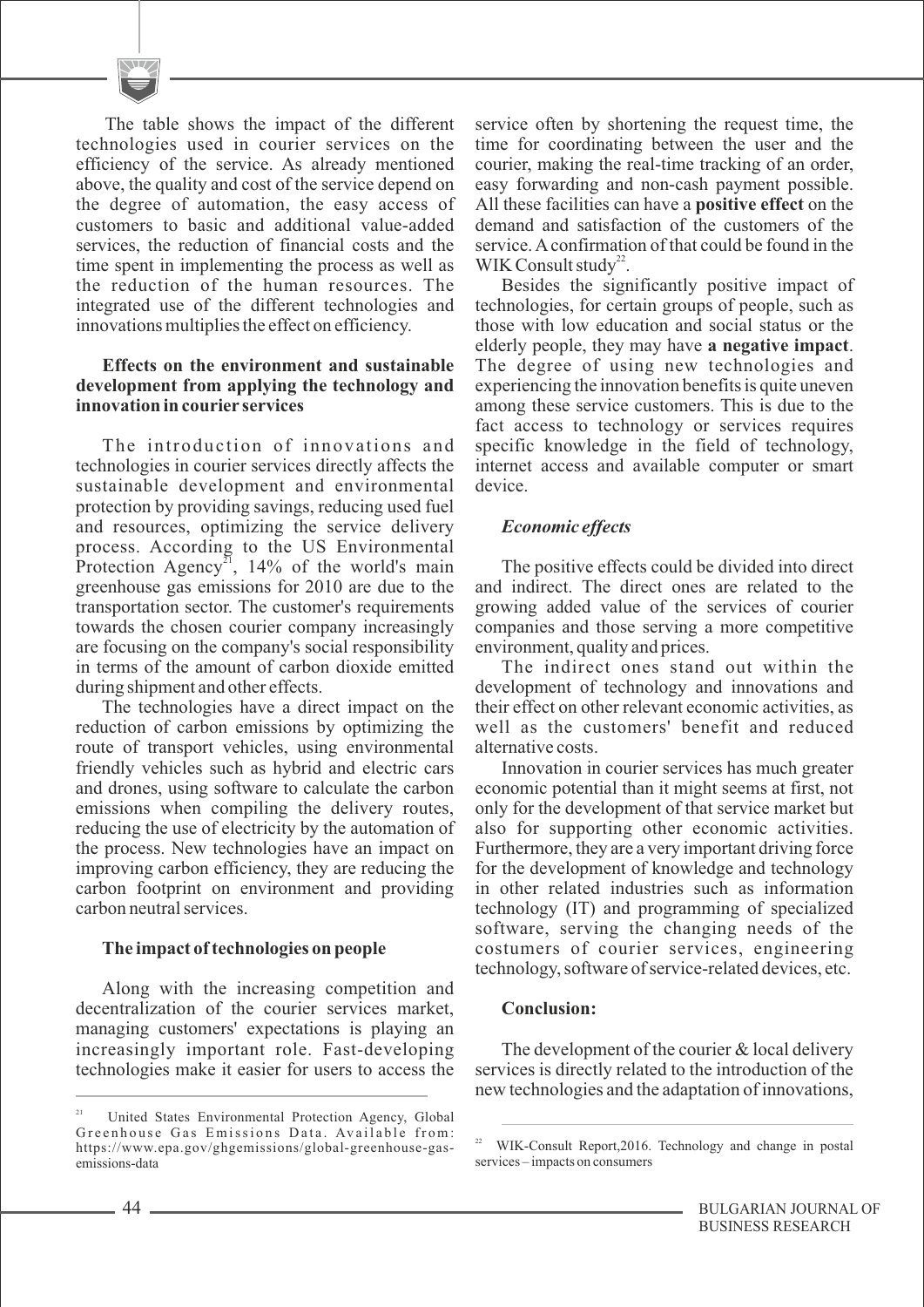The table shows the impact of the different technologies used in courier services on the efficiency of the service. As already mentioned above, the quality and cost of the service depend on the degree of automation, the easy access of customers to basic and additional value-added services, the reduction of financial costs and the time spent in implementing the process as well as the reduction of the human resources. The integrated use of the different technologies and innovations multiplies the effect on efficiency.

**Effects on the environment and sustainable development from applying the technology and innovation in courier services**

The introduction of innovations and technologies in courier services directly affects the sustainable development and environmental protection by providing savings, reducing used fuel and resources, optimizing the service delivery process. According to the US Environmental Protection Agency[21], 14% of the world's main greenhouse gas emissions for 2010 are due to the transportation sector. The customer's requirements towards the chosen courier company increasingly are focusing on the company's social responsibility in terms of the amount of carbon dioxide emitted during shipment and other effects.

The technologies have a direct impact on the reduction of carbon emissions by optimizing the route of transport vehicles, using environmental friendly vehicles such as hybrid and electric cars and drones, using software to calculate the carbon emissions when compiling the delivery routes, reducing the use of electricity by the automation of the process. New technologies have an impact on improving carbon efficiency, they are reducing the carbon footprint on environment and providing carbon neutral services.

**The impact of technologies on people**

Along with the increasing competition and decentralization of the courier services market, managing customers' expectations is playing an increasingly important role. Fast-developing technologies make it easier for users to access the service often by shortening the request time, the time for coordinating between the user and the courier, making the real-time tracking of an order, easy forwarding and non-cash payment possible. All these facilities can have a **positive effect** on the demand and satisfaction of the customers of the service. A confirmation of that could be found in the WIK Consult study[22].

Besides the significantly positive impact of technologies, for certain groups of people, such as those with low education and social status or the elderly people, they may have **a negative impact**. The degree of using new technologies and experiencing the innovation benefits is quite uneven among these service customers. This is due to the fact access to technology or services requires specific knowledge in the field of technology, internet access and available computer or smart device.

***Economic effects***

The positive effects could be divided into direct and indirect. The direct ones are related to the growing added value of the services of courier companies and those serving a more competitive environment, quality and prices.

The indirect ones stand out within the development of technology and innovations and their effect on other relevant economic activities, as well as the customers' benefit and reduced alternative costs.

Innovation in courier services has much greater economic potential than it might seems at first, not only for the development of that service market but also for supporting other economic activities. Furthermore, they are a very important driving force for the development of knowledge and technology in other related industries such as information technology (IT) and programming of specialized software, serving the changing needs of the costumers of courier services, engineering technology, software of service-related devices, etc.

**Conclusion:**

The development of the courier & local delivery services is directly related to the introduction of the new technologies and the adaptation of innovations,

---

[21] United States Environmental Protection Agency, Global Greenhouse Gas Emissions Data. Available from: https://www.epa.gov/ghgemissions/global-greenhouse-gas-emissions-data

[22] WIK-Consult Report,2016. Technology and change in postal services – impacts on consumers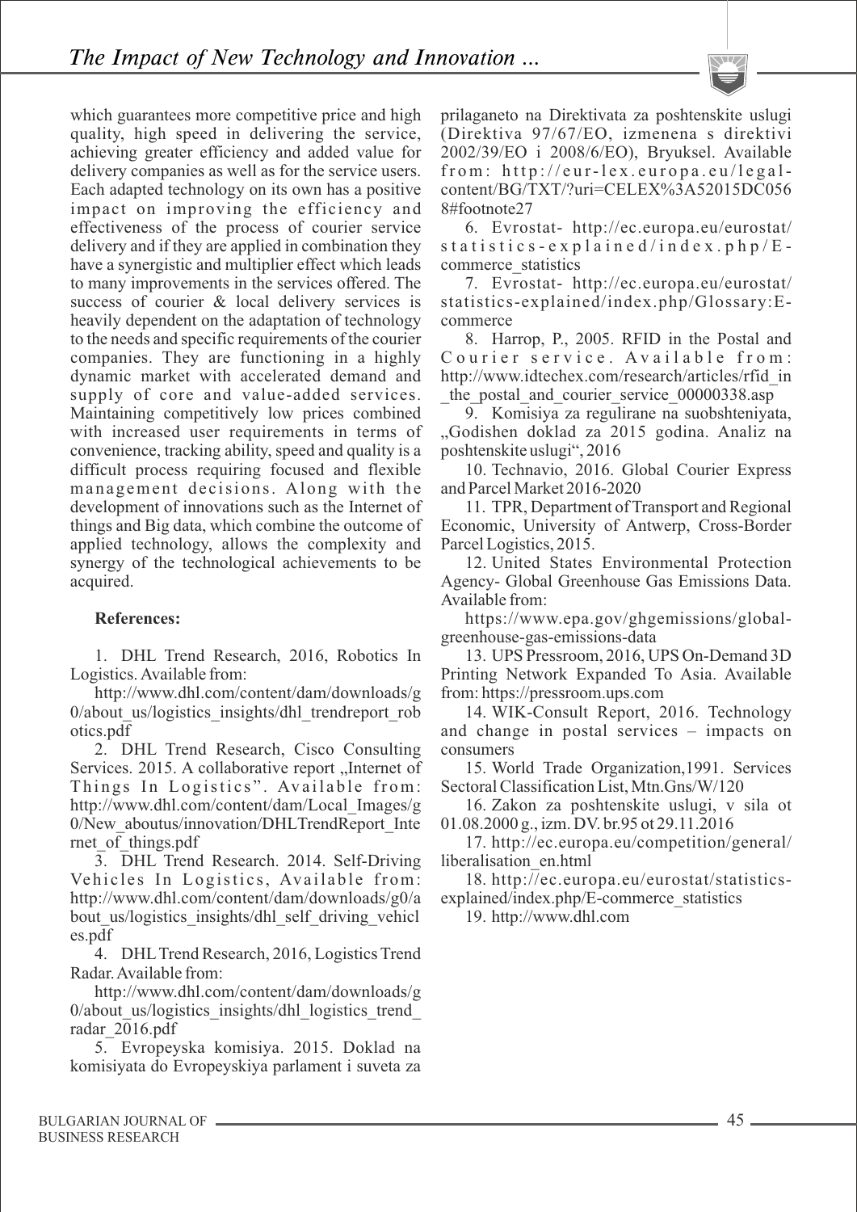which guarantees more competitive price and high quality, high speed in delivering the service, achieving greater efficiency and added value for delivery companies as well as for the service users. Each adapted technology on its own has a positive impact on improving the efficiency and effectiveness of the process of courier service delivery and if they are applied in combination they have a synergistic and multiplier effect which leads to many improvements in the services offered. The success of courier & local delivery services is heavily dependent on the adaptation of technology to the needs and specific requirements of the courier companies. They are functioning in a highly dynamic market with accelerated demand and supply of core and value-added services. Maintaining competitively low prices combined with increased user requirements in terms of convenience, tracking ability, speed and quality is a difficult process requiring focused and flexible management decisions. Along with the development of innovations such as the Internet of things and Big data, which combine the outcome of applied technology, allows the complexity and synergy of the technological achievements to be acquired.

**References:**

1. DHL Trend Research, 2016, Robotics In Logistics. Available from: http://www.dhl.com/content/dam/downloads/g0/about_us/logistics_insights/dhl_trendreport_robotics.pdf
2. DHL Trend Research, Cisco Consulting Services. 2015. A collaborative report „Internet of Things In Logistics". Available from: http://www.dhl.com/content/dam/Local_Images/g0/New_aboutus/innovation/DHLTrendReport_Internet_of_things.pdf
3. DHL Trend Research. 2014. Self-Driving Vehicles In Logistics, Available from: http://www.dhl.com/content/dam/downloads/g0/about_us/logistics_insights/dhl_self_driving_vehicles.pdf
4. DHL Trend Research, 2016, Logistics Trend Radar. Available from: http://www.dhl.com/content/dam/downloads/g0/about_us/logistics_insights/dhl_logistics_trend_radar_2016.pdf
5. Evropeyska komisiya. 2015. Doklad na komisiyata do Evropeyskiya parlament i suveta za prilaganeto na Direktivata za poshtenskite uslugi (Direktiva 97/67/EO, izmenena s direktivi 2002/39/EO i 2008/6/EO), Bryuksel. Available from: http://eur-lex.europa.eu/legal-content/BG/TXT/?uri=CELEX%3A52015DC0568#footnote27
6. Evrostat- http://ec.europa.eu/eurostat/statistics-explained/index.php/E-commerce_statistics
7. Evrostat- http://ec.europa.eu/eurostat/statistics-explained/index.php/Glossary:E-commerce
8. Harrop, P., 2005. RFID in the Postal and Courier service. Available from: http://www.idtechex.com/research/articles/rfid_in_the_postal_and_courier_service_00000338.asp
9. Komisiya za regulirane na suobshteniyata, „Godishen doklad za 2015 godina. Analiz na poshtenskite uslugi", 2016
10. Technavio, 2016. Global Courier Express and Parcel Market 2016-2020
11. TPR, Department of Transport and Regional Economic, University of Antwerp, Cross-Border Parcel Logistics, 2015.
12. United States Environmental Protection Agency- Global Greenhouse Gas Emissions Data. Available from: https://www.epa.gov/ghgemissions/global-greenhouse-gas-emissions-data
13. UPS Pressroom, 2016, UPS On-Demand 3D Printing Network Expanded To Asia. Available from: https://pressroom.ups.com
14. WIK-Consult Report, 2016. Technology and change in postal services – impacts on consumers
15. World Trade Organization,1991. Services Sectoral Classification List, Mtn.Gns/W/120
16. Zakon za poshtenskite uslugi, v sila ot 01.08.2000 g., izm. DV. br.95 ot 29.11.2016
17. http://ec.europa.eu/competition/general/liberalisation_en.html
18. http://ec.europa.eu/eurostat/statistics-explained/index.php/E-commerce_statistics
19. http://www.dhl.com